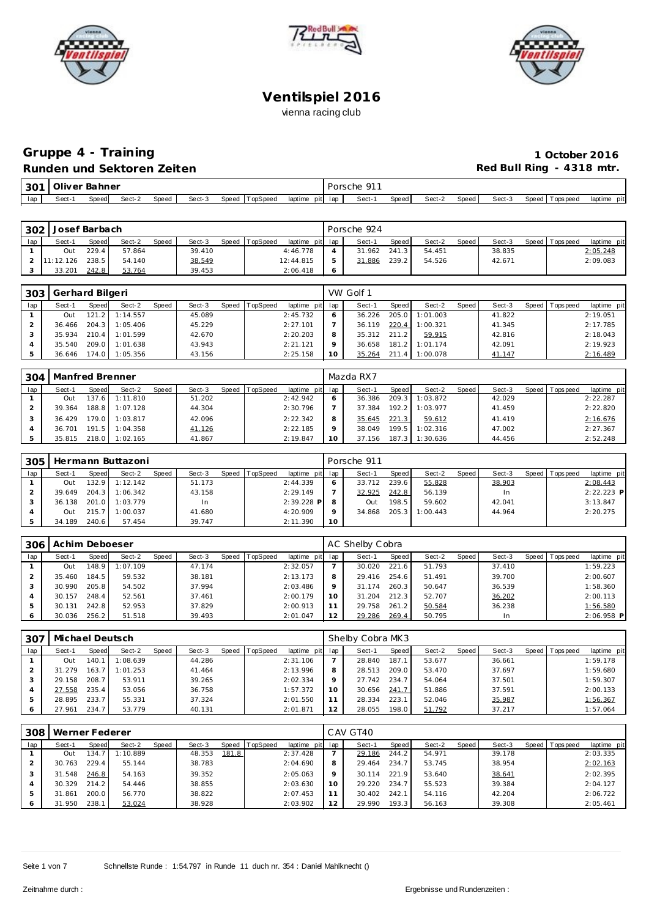# Ventilspiel 2016

vienna racing club

## Gruppe 4 - Training

**1 October 2016**

## Runden und Sektoren Zeiten

**Red Bull Ring - 4318 mtr.**

### 301 Oliver Bahner — Porsche 911

| lap | Sect-1 | Speed | Sect-2 | Speed | Sect-3 | Speed | TopSpeed | laptime pit | lap | Sect-1 | Speed | Sect-2 | Speed | Sect-3 | Speed | Topspeed | laptime pit |
|---|---|---|---|---|---|---|---|---|---|---|---|---|---|---|---|---|---|

### 302 Josef Barbach — Porsche 924

| lap | Sect-1 | Speed | Sect-2 | Speed | Sect-3 | Speed | TopSpeed | laptime pit | lap | Sect-1 | Speed | Sect-2 | Speed | Sect-3 | Speed | Topspeed | laptime pit |
|---|---|---|---|---|---|---|---|---|---|---|---|---|---|---|---|---|---|
| 1 | Out | 229.4 | 57.864 | | 39.410 | | | 4:46.778 | 4 | 31.962 | 241.3 | 54.451 | | 38.835 | | | 2:05.248 |
| 2 | 11:12.126 | 238.5 | 54.140 | | 38.549 | | | 12:44.815 | 5 | 31.886 | 239.2 | 54.526 | | 42.671 | | | 2:09.083 |
| 3 | 33.201 | 242.8 | 53.764 | | 39.453 | | | 2:06.418 | 6 | | | | | | | | |

### 303 Gerhard Bilgeri — VW Golf 1

| lap | Sect-1 | Speed | Sect-2 | Speed | Sect-3 | Speed | TopSpeed | laptime pit | lap | Sect-1 | Speed | Sect-2 | Speed | Sect-3 | Speed | Topspeed | laptime pit |
|---|---|---|---|---|---|---|---|---|---|---|---|---|---|---|---|---|---|
| 1 | Out | 121.2 | 1:14.557 | | 45.089 | | | 2:45.732 | 6 | 36.226 | 205.0 | 1:01.003 | | 41.822 | | | 2:19.051 |
| 2 | 36.466 | 204.3 | 1:05.406 | | 45.229 | | | 2:27.101 | 7 | 36.119 | 220.4 | 1:00.321 | | 41.345 | | | 2:17.785 |
| 3 | 35.934 | 210.4 | 1:01.599 | | 42.670 | | | 2:20.203 | 8 | 35.312 | 211.2 | 59.915 | | 42.816 | | | 2:18.043 |
| 4 | 35.540 | 209.0 | 1:01.638 | | 43.943 | | | 2:21.121 | 9 | 36.658 | 181.2 | 1:01.174 | | 42.091 | | | 2:19.923 |
| 5 | 36.646 | 174.0 | 1:05.356 | | 43.156 | | | 2:25.158 | 10 | 35.264 | 211.4 | 1:00.078 | | 41.147 | | | 2:16.489 |

### 304 Manfred Brenner — Mazda RX7

| lap | Sect-1 | Speed | Sect-2 | Speed | Sect-3 | Speed | TopSpeed | laptime pit | lap | Sect-1 | Speed | Sect-2 | Speed | Sect-3 | Speed | Topspeed | laptime pit |
|---|---|---|---|---|---|---|---|---|---|---|---|---|---|---|---|---|---|
| 1 | Out | 137.6 | 1:11.810 | | 51.202 | | | 2:42.942 | 6 | 36.386 | 209.3 | 1:03.872 | | 42.029 | | | 2:22.287 |
| 2 | 39.364 | 188.8 | 1:07.128 | | 44.304 | | | 2:30.796 | 7 | 37.384 | 192.2 | 1:03.977 | | 41.459 | | | 2:22.820 |
| 3 | 36.429 | 179.0 | 1:03.817 | | 42.096 | | | 2:22.342 | 8 | 35.645 | 221.3 | 59.612 | | 41.419 | | | 2:16.676 |
| 4 | 36.701 | 191.5 | 1:04.358 | | 41.126 | | | 2:22.185 | 9 | 38.049 | 199.5 | 1:02.316 | | 47.002 | | | 2:27.367 |
| 5 | 35.815 | 218.0 | 1:02.165 | | 41.867 | | | 2:19.847 | 10 | 37.156 | 187.3 | 1:30.636 | | 44.456 | | | 2:52.248 |

### 305 Hermann Buttazoni — Porsche 911

| lap | Sect-1 | Speed | Sect-2 | Speed | Sect-3 | Speed | TopSpeed | laptime pit | lap | Sect-1 | Speed | Sect-2 | Speed | Sect-3 | Speed | Topspeed | laptime pit |
|---|---|---|---|---|---|---|---|---|---|---|---|---|---|---|---|---|---|
| 1 | Out | 132.9 | 1:12.142 | | 51.173 | | | 2:44.339 | 6 | 33.712 | 239.6 | 55.828 | | 38.903 | | | 2:08.443 |
| 2 | 39.649 | 204.3 | 1:06.342 | | 43.158 | | | 2:29.149 | 7 | 32.925 | 242.8 | 56.139 | | In | | | 2:22.223 P |
| 3 | 36.138 | 201.0 | 1:03.779 | | In | | | 2:39.228 P | 8 | Out | 198.5 | 59.602 | | 42.041 | | | 3:13.847 |
| 4 | Out | 215.7 | 1:00.037 | | 41.680 | | | 4:20.909 | 9 | 34.868 | 205.3 | 1:00.443 | | 44.964 | | | 2:20.275 |
| 5 | 34.189 | 240.6 | 57.454 | | 39.747 | | | 2:11.390 | 10 | | | | | | | | |

### 306 Achim Deboeser — AC Shelby Cobra

| lap | Sect-1 | Speed | Sect-2 | Speed | Sect-3 | Speed | TopSpeed | laptime pit | lap | Sect-1 | Speed | Sect-2 | Speed | Sect-3 | Speed | Topspeed | laptime pit |
|---|---|---|---|---|---|---|---|---|---|---|---|---|---|---|---|---|---|
| 1 | Out | 148.9 | 1:07.109 | | 47.174 | | | 2:32.057 | 7 | 30.020 | 221.6 | 51.793 | | 37.410 | | | 1:59.223 |
| 2 | 35.460 | 184.5 | 59.532 | | 38.181 | | | 2:13.173 | 8 | 29.416 | 254.6 | 51.491 | | 39.700 | | | 2:00.607 |
| 3 | 30.990 | 205.8 | 54.502 | | 37.994 | | | 2:03.486 | 9 | 31.174 | 260.3 | 50.647 | | 36.539 | | | 1:58.360 |
| 4 | 30.157 | 248.4 | 52.561 | | 37.461 | | | 2:00.179 | 10 | 31.204 | 212.3 | 52.707 | | 36.202 | | | 2:00.113 |
| 5 | 30.131 | 242.8 | 52.953 | | 37.829 | | | 2:00.913 | 11 | 29.758 | 261.2 | 50.584 | | 36.238 | | | 1:56.580 |
| 6 | 30.036 | 256.2 | 51.518 | | 39.493 | | | 2:01.047 | 12 | 29.286 | 269.4 | 50.795 | | In | | | 2:06.958 P |

### 307 Michael Deutsch — Shelby Cobra MK3

| lap | Sect-1 | Speed | Sect-2 | Speed | Sect-3 | Speed | TopSpeed | laptime pit | lap | Sect-1 | Speed | Sect-2 | Speed | Sect-3 | Speed | Topspeed | laptime pit |
|---|---|---|---|---|---|---|---|---|---|---|---|---|---|---|---|---|---|
| 1 | Out | 140.1 | 1:08.639 | | 44.286 | | | 2:31.106 | 7 | 28.840 | 187.1 | 53.677 | | 36.661 | | | 1:59.178 |
| 2 | 31.279 | 163.7 | 1:01.253 | | 41.464 | | | 2:13.996 | 8 | 28.513 | 209.0 | 53.470 | | 37.697 | | | 1:59.680 |
| 3 | 29.158 | 208.7 | 53.911 | | 39.265 | | | 2:02.334 | 9 | 27.742 | 234.7 | 54.064 | | 37.501 | | | 1:59.307 |
| 4 | 27.558 | 235.4 | 53.056 | | 36.758 | | | 1:57.372 | 10 | 30.656 | 241.7 | 51.886 | | 37.591 | | | 2:00.133 |
| 5 | 28.895 | 233.7 | 55.331 | | 37.324 | | | 2:01.550 | 11 | 28.334 | 223.1 | 52.046 | | 35.987 | | | 1:56.367 |
| 6 | 27.961 | 234.7 | 53.779 | | 40.131 | | | 2:01.871 | 12 | 28.055 | 198.0 | 51.792 | | 37.217 | | | 1:57.064 |

### 308 Werner Federer — CAV GT40

| lap | Sect-1 | Speed | Sect-2 | Speed | Sect-3 | Speed | TopSpeed | laptime pit | lap | Sect-1 | Speed | Sect-2 | Speed | Sect-3 | Speed | Topspeed | laptime pit |
|---|---|---|---|---|---|---|---|---|---|---|---|---|---|---|---|---|---|
| 1 | Out | 134.7 | 1:10.889 | | 48.353 | 181.8 | | 2:37.428 | 7 | 29.186 | 244.2 | 54.971 | | 39.178 | | | 2:03.335 |
| 2 | 30.763 | 229.4 | 55.144 | | 38.783 | | | 2:04.690 | 8 | 29.464 | 234.7 | 53.745 | | 38.954 | | | 2:02.163 |
| 3 | 31.548 | 246.8 | 54.163 | | 39.352 | | | 2:05.063 | 9 | 30.114 | 221.9 | 53.640 | | 38.641 | | | 2:02.395 |
| 4 | 30.329 | 214.2 | 54.446 | | 38.855 | | | 2:03.630 | 10 | 29.220 | 234.7 | 55.523 | | 39.384 | | | 2:04.127 |
| 5 | 31.861 | 200.0 | 56.770 | | 38.822 | | | 2:07.453 | 11 | 30.402 | 242.1 | 54.116 | | 42.204 | | | 2:06.722 |
| 6 | 31.950 | 238.1 | 53.024 | | 38.928 | | | 2:03.902 | 12 | 29.990 | 193.3 | 56.163 | | 39.308 | | | 2:05.461 |

Schnellste Runde : 1:54.797 in Runde 11 duch nr. 354 : Daniel Mahlknecht ()

Zeitnahme durch :

Ergebnisse und Rundenzeiten :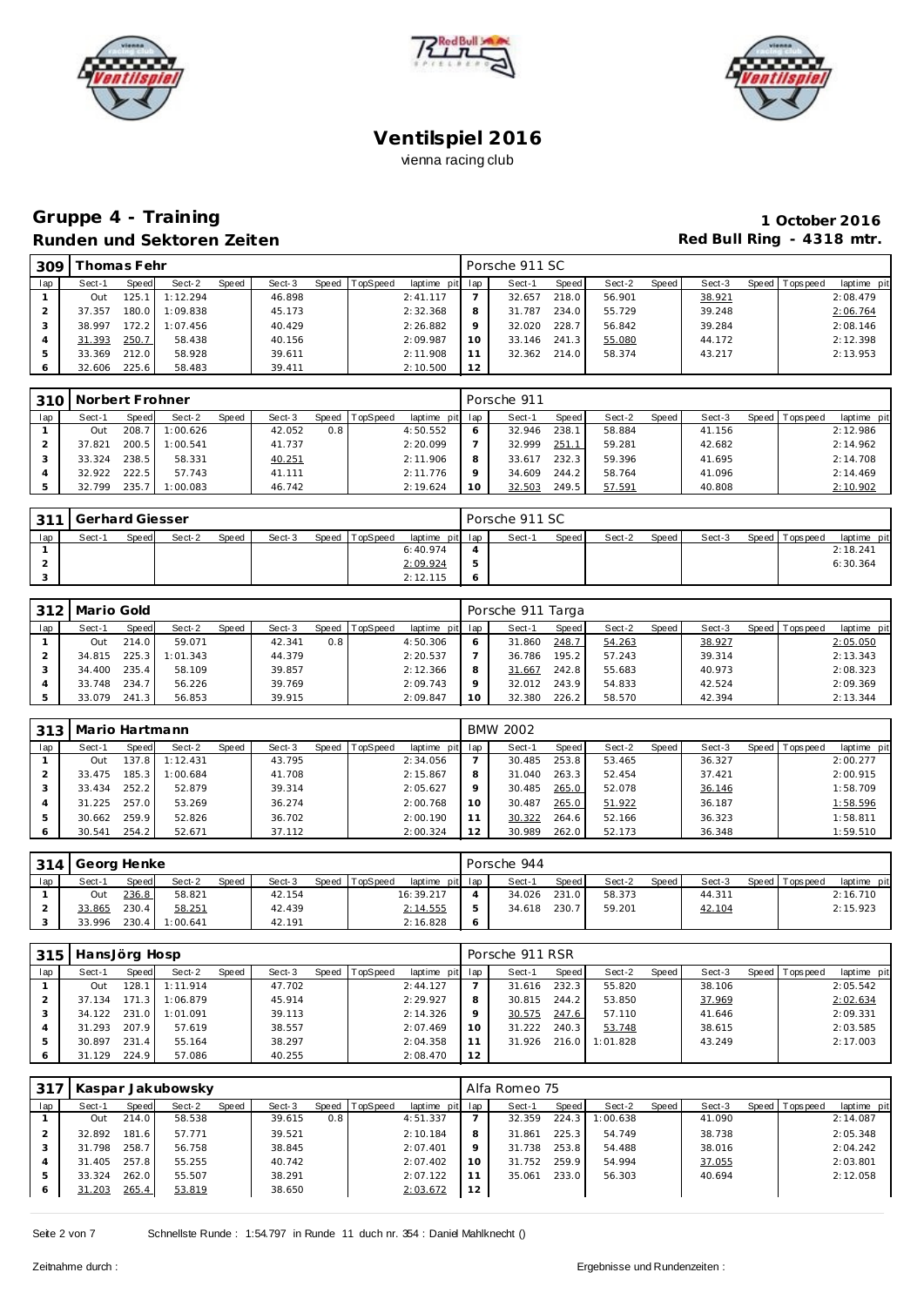# Ventilspiel 2016

vienna racing club

## Gruppe 4 - Training

**1 October 2016**

### Runden und Sektoren Zeiten

**Red Bull Ring - 4318 mtr.**

| 309 | Thomas Fehr | | | | | | | | Porsche 911 SC | | | | | | | | |
|---|---|---|---|---|---|---|---|---|---|---|---|---|---|---|---|---|---|
| lap | Sect-1 | Speed | Sect-2 | Speed | Sect-3 | Speed | TopSpeed | laptime pit | lap | Sect-1 | Speed | Sect-2 | Speed | Sect-3 | Speed | Topspeed | laptime pit |
| 1 | Out | 125.1 | 1:12.294 | | 46.898 | | | 2:41.117 | 7 | 32.657 | 218.0 | 56.901 | | 38.921 | | | 2:08.479 |
| 2 | 37.357 | 180.0 | 1:09.838 | | 45.173 | | | 2:32.368 | 8 | 31.787 | 234.0 | 55.729 | | 39.248 | | | 2:06.764 |
| 3 | 38.997 | 172.2 | 1:07.456 | | 40.429 | | | 2:26.882 | 9 | 32.020 | 228.7 | 56.842 | | 39.284 | | | 2:08.146 |
| 4 | 31.393 | 250.7 | 58.438 | | 40.156 | | | 2:09.987 | 10 | 33.146 | 241.3 | 55.080 | | 44.172 | | | 2:12.398 |
| 5 | 33.369 | 212.0 | 58.928 | | 39.611 | | | 2:11.908 | 11 | 32.362 | 214.0 | 58.374 | | 43.217 | | | 2:13.953 |
| 6 | 32.606 | 225.6 | 58.483 | | 39.411 | | | 2:10.500 | 12 | | | | | | | | |

| 310 | Norbert Frohner | | | | | | | | Porsche 911 | | | | | | | | |
|---|---|---|---|---|---|---|---|---|---|---|---|---|---|---|---|---|---|
| lap | Sect-1 | Speed | Sect-2 | Speed | Sect-3 | Speed | TopSpeed | laptime pit | lap | Sect-1 | Speed | Sect-2 | Speed | Sect-3 | Speed | Topspeed | laptime pit |
| 1 | Out | 208.7 | 1:00.626 | | 42.052 | 0.8 | | 4:50.552 | 6 | 32.946 | 238.1 | 58.884 | | 41.156 | | | 2:12.986 |
| 2 | 37.821 | 200.5 | 1:00.541 | | 41.737 | | | 2:20.099 | 7 | 32.999 | 251.1 | 59.281 | | 42.682 | | | 2:14.962 |
| 3 | 33.324 | 238.5 | 58.331 | | 40.251 | | | 2:11.906 | 8 | 33.617 | 232.3 | 59.396 | | 41.695 | | | 2:14.708 |
| 4 | 32.922 | 222.5 | 57.743 | | 41.111 | | | 2:11.776 | 9 | 34.609 | 244.2 | 58.764 | | 41.096 | | | 2:14.469 |
| 5 | 32.799 | 235.7 | 1:00.083 | | 46.742 | | | 2:19.624 | 10 | 32.503 | 249.5 | 57.591 | | 40.808 | | | 2:10.902 |

| 311 | Gerhard Giesser | | | | | | | | Porsche 911 SC | | | | | | | | |
|---|---|---|---|---|---|---|---|---|---|---|---|---|---|---|---|---|---|
| lap | Sect-1 | Speed | Sect-2 | Speed | Sect-3 | Speed | TopSpeed | laptime pit | lap | Sect-1 | Speed | Sect-2 | Speed | Sect-3 | Speed | Topspeed | laptime pit |
| 1 | | | | | | | | 6:40.974 | 4 | | | | | | | | 2:18.241 |
| 2 | | | | | | | | 2:09.924 | 5 | | | | | | | | 6:30.364 |
| 3 | | | | | | | | 2:12.115 | 6 | | | | | | | | |

| 312 | Mario Gold | | | | | | | | Porsche 911 Targa | | | | | | | | |
|---|---|---|---|---|---|---|---|---|---|---|---|---|---|---|---|---|---|
| lap | Sect-1 | Speed | Sect-2 | Speed | Sect-3 | Speed | TopSpeed | laptime pit | lap | Sect-1 | Speed | Sect-2 | Speed | Sect-3 | Speed | Topspeed | laptime pit |
| 1 | Out | 214.0 | 59.071 | | 42.341 | 0.8 | | 4:50.306 | 6 | 31.860 | 248.7 | 54.263 | | 38.927 | | | 2:05.050 |
| 2 | 34.815 | 225.3 | 1:01.343 | | 44.379 | | | 2:20.537 | 7 | 36.786 | 195.2 | 57.243 | | 39.314 | | | 2:13.343 |
| 3 | 34.400 | 235.4 | 58.109 | | 39.857 | | | 2:12.366 | 8 | 31.667 | 242.8 | 55.683 | | 40.973 | | | 2:08.323 |
| 4 | 33.748 | 234.7 | 56.226 | | 39.769 | | | 2:09.743 | 9 | 32.012 | 243.9 | 54.833 | | 42.524 | | | 2:09.369 |
| 5 | 33.079 | 241.3 | 56.853 | | 39.915 | | | 2:09.847 | 10 | 32.380 | 226.2 | 58.570 | | 42.394 | | | 2:13.344 |

| 313 | Mario Hartmann | | | | | | | | BMW 2002 | | | | | | | | |
|---|---|---|---|---|---|---|---|---|---|---|---|---|---|---|---|---|---|
| lap | Sect-1 | Speed | Sect-2 | Speed | Sect-3 | Speed | TopSpeed | laptime pit | lap | Sect-1 | Speed | Sect-2 | Speed | Sect-3 | Speed | Topspeed | laptime pit |
| 1 | Out | 137.8 | 1:12.431 | | 43.795 | | | 2:34.056 | 7 | 30.485 | 253.8 | 53.465 | | 36.327 | | | 2:00.277 |
| 2 | 33.475 | 185.3 | 1:00.684 | | 41.708 | | | 2:15.867 | 8 | 31.040 | 263.3 | 52.454 | | 37.421 | | | 2:00.915 |
| 3 | 33.434 | 252.2 | 52.879 | | 39.314 | | | 2:05.627 | 9 | 30.485 | 265.0 | 52.078 | | 36.146 | | | 1:58.709 |
| 4 | 31.225 | 257.0 | 53.269 | | 36.274 | | | 2:00.768 | 10 | 30.487 | 265.0 | 51.922 | | 36.187 | | | 1:58.596 |
| 5 | 30.662 | 259.9 | 52.826 | | 36.702 | | | 2:00.190 | 11 | 30.322 | 264.6 | 52.166 | | 36.323 | | | 1:58.811 |
| 6 | 30.541 | 254.2 | 52.671 | | 37.112 | | | 2:00.324 | 12 | 30.989 | 262.0 | 52.173 | | 36.348 | | | 1:59.510 |

| 314 | Georg Henke | | | | | | | | Porsche 944 | | | | | | | | |
|---|---|---|---|---|---|---|---|---|---|---|---|---|---|---|---|---|---|
| lap | Sect-1 | Speed | Sect-2 | Speed | Sect-3 | Speed | TopSpeed | laptime pit | lap | Sect-1 | Speed | Sect-2 | Speed | Sect-3 | Speed | Topspeed | laptime pit |
| 1 | Out | 236.8 | 58.821 | | 42.154 | | | 16:39.217 | 4 | 34.026 | 231.0 | 58.373 | | 44.311 | | | 2:16.710 |
| 2 | 33.865 | 230.4 | 58.251 | | 42.439 | | | 2:14.555 | 5 | 34.618 | 230.7 | 59.201 | | 42.104 | | | 2:15.923 |
| 3 | 33.996 | 230.4 | 1:00.641 | | 42.191 | | | 2:16.828 | 6 | | | | | | | | |

| 315 | HansJörg Hosp | | | | | | | | Porsche 911 RSR | | | | | | | | |
|---|---|---|---|---|---|---|---|---|---|---|---|---|---|---|---|---|---|
| lap | Sect-1 | Speed | Sect-2 | Speed | Sect-3 | Speed | TopSpeed | laptime pit | lap | Sect-1 | Speed | Sect-2 | Speed | Sect-3 | Speed | Topspeed | laptime pit |
| 1 | Out | 128.1 | 1:11.914 | | 47.702 | | | 2:44.127 | 7 | 31.616 | 232.3 | 55.820 | | 38.106 | | | 2:05.542 |
| 2 | 37.134 | 171.3 | 1:06.879 | | 45.914 | | | 2:29.927 | 8 | 30.815 | 244.2 | 53.850 | | 37.969 | | | 2:02.634 |
| 3 | 34.122 | 231.0 | 1:01.091 | | 39.113 | | | 2:14.326 | 9 | 30.575 | 247.6 | 57.110 | | 41.646 | | | 2:09.331 |
| 4 | 31.293 | 207.9 | 57.619 | | 38.557 | | | 2:07.469 | 10 | 31.222 | 240.3 | 53.748 | | 38.615 | | | 2:03.585 |
| 5 | 30.897 | 231.4 | 55.164 | | 38.297 | | | 2:04.358 | 11 | 31.926 | 216.0 | 1:01.828 | | 43.249 | | | 2:17.003 |
| 6 | 31.129 | 224.9 | 57.086 | | 40.255 | | | 2:08.470 | 12 | | | | | | | | |

| 317 | Kaspar Jakubowsky | | | | | | | | Alfa Romeo 75 | | | | | | | | |
|---|---|---|---|---|---|---|---|---|---|---|---|---|---|---|---|---|---|
| lap | Sect-1 | Speed | Sect-2 | Speed | Sect-3 | Speed | TopSpeed | laptime pit | lap | Sect-1 | Speed | Sect-2 | Speed | Sect-3 | Speed | Topspeed | laptime pit |
| 1 | Out | 214.0 | 58.538 | | 39.615 | 0.8 | | 4:51.337 | 7 | 32.359 | 224.3 | 1:00.638 | | 41.090 | | | 2:14.087 |
| 2 | 32.892 | 181.6 | 57.771 | | 39.521 | | | 2:10.184 | 8 | 31.861 | 225.3 | 54.749 | | 38.738 | | | 2:05.348 |
| 3 | 31.798 | 258.7 | 56.758 | | 38.845 | | | 2:07.401 | 9 | 31.738 | 253.8 | 54.488 | | 38.016 | | | 2:04.242 |
| 4 | 31.405 | 257.8 | 55.255 | | 40.742 | | | 2:07.402 | 10 | 31.752 | 259.9 | 54.994 | | 37.055 | | | 2:03.801 |
| 5 | 33.324 | 262.0 | 55.507 | | 38.291 | | | 2:07.122 | 11 | 35.061 | 233.0 | 56.303 | | 40.694 | | | 2:12.058 |
| 6 | 31.203 | 265.4 | 53.819 | | 38.650 | | | 2:03.672 | 12 | | | | | | | | |

Schnellste Runde : 1:54.797 in Runde 11 duch nr. 354 : Daniel Mahlknecht ()

Zeitnahme durch :

Ergebnisse und Rundenzeiten :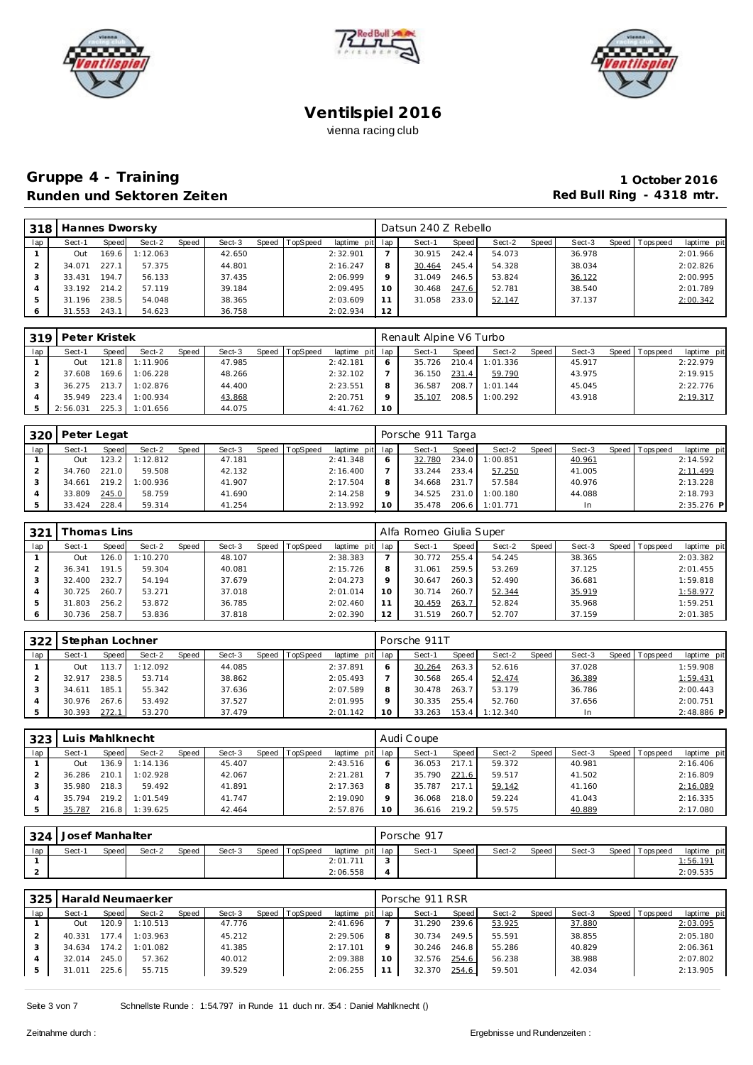# Ventilspiel 2016

vienna racing club

## Gruppe 4 - Training

**1 October 2016**

### Runden und Sektoren Zeiten

**Red Bull Ring - 4318 mtr.**

| 318 | Hannes Dworsky | | | | | | | | Datsun 240 Z Rebello | | | | | | | | |
|---|---|---|---|---|---|---|---|---|---|---|---|---|---|---|---|---|---|
| lap | Sect-1 | Speed | Sect-2 | Speed | Sect-3 | Speed | TopSpeed | laptime pit | lap | Sect-1 | Speed | Sect-2 | Speed | Sect-3 | Speed | Topspeed | laptime pit |
| 1 | Out | 169.6 | 1:12.063 | | 42.650 | | | 2:32.901 | 7 | 30.915 | 242.4 | 54.073 | | 36.978 | | | 2:01.966 |
| 2 | 34.071 | 227.1 | 57.375 | | 44.801 | | | 2:16.247 | 8 | 30.464 | 245.4 | 54.328 | | 38.034 | | | 2:02.826 |
| 3 | 33.431 | 194.7 | 56.133 | | 37.435 | | | 2:06.999 | 9 | 31.049 | 246.5 | 53.824 | | 36.122 | | | 2:00.995 |
| 4 | 33.192 | 214.2 | 57.119 | | 39.184 | | | 2:09.495 | 10 | 30.468 | 247.6 | 52.781 | | 38.540 | | | 2:01.789 |
| 5 | 31.196 | 238.5 | 54.048 | | 38.365 | | | 2:03.609 | 11 | 31.058 | 233.0 | 52.147 | | 37.137 | | | 2:00.342 |
| 6 | 31.553 | 243.1 | 54.623 | | 36.758 | | | 2:02.934 | 12 | | | | | | | | |

| 319 | Peter Kristek | | | | | | | | Renault Alpine V6 Turbo | | | | | | | | |
|---|---|---|---|---|---|---|---|---|---|---|---|---|---|---|---|---|---|
| lap | Sect-1 | Speed | Sect-2 | Speed | Sect-3 | Speed | TopSpeed | laptime pit | lap | Sect-1 | Speed | Sect-2 | Speed | Sect-3 | Speed | Topspeed | laptime pit |
| 1 | Out | 121.8 | 1:11.906 | | 47.985 | | | 2:42.181 | 6 | 35.726 | 210.4 | 1:01.336 | | 45.917 | | | 2:22.979 |
| 2 | 37.608 | 169.6 | 1:06.228 | | 48.266 | | | 2:32.102 | 7 | 36.150 | 231.4 | 59.790 | | 43.975 | | | 2:19.915 |
| 3 | 36.275 | 213.7 | 1:02.876 | | 44.400 | | | 2:23.551 | 8 | 36.587 | 208.7 | 1:01.144 | | 45.045 | | | 2:22.776 |
| 4 | 35.949 | 223.4 | 1:00.934 | | 43.868 | | | 2:20.751 | 9 | 35.107 | 208.5 | 1:00.292 | | 43.918 | | | 2:19.317 |
| 5 | 2:56.031 | 225.3 | 1:01.656 | | 44.075 | | | 4:41.762 | 10 | | | | | | | | |

| 320 | Peter Legat | | | | | | | | Porsche 911 Targa | | | | | | | | |
|---|---|---|---|---|---|---|---|---|---|---|---|---|---|---|---|---|---|
| lap | Sect-1 | Speed | Sect-2 | Speed | Sect-3 | Speed | TopSpeed | laptime pit | lap | Sect-1 | Speed | Sect-2 | Speed | Sect-3 | Speed | Topspeed | laptime pit |
| 1 | Out | 123.2 | 1:12.812 | | 47.181 | | | 2:41.348 | 6 | 32.780 | 234.0 | 1:00.851 | | 40.961 | | | 2:14.592 |
| 2 | 34.760 | 221.0 | 59.508 | | 42.132 | | | 2:16.400 | 7 | 33.244 | 233.4 | 57.250 | | 41.005 | | | 2:11.499 |
| 3 | 34.661 | 219.2 | 1:00.936 | | 41.907 | | | 2:17.504 | 8 | 34.668 | 231.7 | 57.584 | | 40.976 | | | 2:13.228 |
| 4 | 33.809 | 245.0 | 58.759 | | 41.690 | | | 2:14.258 | 9 | 34.525 | 231.0 | 1:00.180 | | 44.088 | | | 2:18.793 |
| 5 | 33.424 | 228.4 | 59.314 | | 41.254 | | | 2:13.992 | 10 | 35.478 | 206.6 | 1:01.771 | | In | | | 2:35.276 P |

| 321 | Thomas Lins | | | | | | | | Alfa Romeo Giulia Super | | | | | | | | |
|---|---|---|---|---|---|---|---|---|---|---|---|---|---|---|---|---|---|
| lap | Sect-1 | Speed | Sect-2 | Speed | Sect-3 | Speed | TopSpeed | laptime pit | lap | Sect-1 | Speed | Sect-2 | Speed | Sect-3 | Speed | Topspeed | laptime pit |
| 1 | Out | 126.0 | 1:10.270 | | 48.107 | | | 2:38.383 | 7 | 30.772 | 255.4 | 54.245 | | 38.365 | | | 2:03.382 |
| 2 | 36.341 | 191.5 | 59.304 | | 40.081 | | | 2:15.726 | 8 | 31.061 | 259.5 | 53.269 | | 37.125 | | | 2:01.455 |
| 3 | 32.400 | 232.7 | 54.194 | | 37.679 | | | 2:04.273 | 9 | 30.647 | 260.3 | 52.490 | | 36.681 | | | 1:59.818 |
| 4 | 30.725 | 260.7 | 53.271 | | 37.018 | | | 2:01.014 | 10 | 30.714 | 260.7 | 52.344 | | 35.919 | | | 1:58.977 |
| 5 | 31.803 | 256.2 | 53.872 | | 36.785 | | | 2:02.460 | 11 | 30.459 | 263.7 | 52.824 | | 35.968 | | | 1:59.251 |
| 6 | 30.736 | 258.7 | 53.836 | | 37.818 | | | 2:02.390 | 12 | 31.519 | 260.7 | 52.707 | | 37.159 | | | 2:01.385 |

| 322 | Stephan Lochner | | | | | | | | Porsche 911T | | | | | | | | |
|---|---|---|---|---|---|---|---|---|---|---|---|---|---|---|---|---|---|
| lap | Sect-1 | Speed | Sect-2 | Speed | Sect-3 | Speed | TopSpeed | laptime pit | lap | Sect-1 | Speed | Sect-2 | Speed | Sect-3 | Speed | Topspeed | laptime pit |
| 1 | Out | 113.7 | 1:12.092 | | 44.085 | | | 2:37.891 | 6 | 30.264 | 263.3 | 52.616 | | 37.028 | | | 1:59.908 |
| 2 | 32.917 | 238.5 | 53.714 | | 38.862 | | | 2:05.493 | 7 | 30.568 | 265.4 | 52.474 | | 36.389 | | | 1:59.431 |
| 3 | 34.611 | 185.1 | 55.342 | | 37.636 | | | 2:07.589 | 8 | 30.478 | 263.7 | 53.179 | | 36.786 | | | 2:00.443 |
| 4 | 30.976 | 267.6 | 53.492 | | 37.527 | | | 2:01.995 | 9 | 30.335 | 255.4 | 52.760 | | 37.656 | | | 2:00.751 |
| 5 | 30.393 | 272.1 | 53.270 | | 37.479 | | | 2:01.142 | 10 | 33.263 | 153.4 | 1:12.340 | | In | | | 2:48.886 P |

| 323 | Luis Mahlknecht | | | | | | | | Audi Coupe | | | | | | | | |
|---|---|---|---|---|---|---|---|---|---|---|---|---|---|---|---|---|---|
| lap | Sect-1 | Speed | Sect-2 | Speed | Sect-3 | Speed | TopSpeed | laptime pit | lap | Sect-1 | Speed | Sect-2 | Speed | Sect-3 | Speed | Topspeed | laptime pit |
| 1 | Out | 136.9 | 1:14.136 | | 45.407 | | | 2:43.516 | 6 | 36.053 | 217.1 | 59.372 | | 40.981 | | | 2:16.406 |
| 2 | 36.286 | 210.1 | 1:02.928 | | 42.067 | | | 2:21.281 | 7 | 35.790 | 221.6 | 59.517 | | 41.502 | | | 2:16.809 |
| 3 | 35.980 | 218.3 | 59.492 | | 41.891 | | | 2:17.363 | 8 | 35.787 | 217.1 | 59.142 | | 41.160 | | | 2:16.089 |
| 4 | 35.794 | 219.2 | 1:01.549 | | 41.747 | | | 2:19.090 | 9 | 36.068 | 218.0 | 59.224 | | 41.043 | | | 2:16.335 |
| 5 | 35.787 | 216.8 | 1:39.625 | | 42.464 | | | 2:57.876 | 10 | 36.616 | 219.2 | 59.575 | | 40.889 | | | 2:17.080 |

| 324 | Josef Manhalter | | | | | | | | Porsche 917 | | | | | | | | |
|---|---|---|---|---|---|---|---|---|---|---|---|---|---|---|---|---|---|
| lap | Sect-1 | Speed | Sect-2 | Speed | Sect-3 | Speed | TopSpeed | laptime pit | lap | Sect-1 | Speed | Sect-2 | Speed | Sect-3 | Speed | Topspeed | laptime pit |
| 1 | | | | | | | | 2:01.711 | 3 | | | | | | | | 1:56.191 |
| 2 | | | | | | | | 2:06.558 | 4 | | | | | | | | 2:09.535 |

| 325 | Harald Neumaerker | | | | | | | | Porsche 911 RSR | | | | | | | | |
|---|---|---|---|---|---|---|---|---|---|---|---|---|---|---|---|---|---|
| lap | Sect-1 | Speed | Sect-2 | Speed | Sect-3 | Speed | TopSpeed | laptime pit | lap | Sect-1 | Speed | Sect-2 | Speed | Sect-3 | Speed | Topspeed | laptime pit |
| 1 | Out | 120.9 | 1:10.513 | | 47.776 | | | 2:41.696 | 7 | 31.290 | 239.6 | 53.925 | | 37.880 | | | 2:03.095 |
| 2 | 40.331 | 177.4 | 1:03.963 | | 45.212 | | | 2:29.506 | 8 | 30.734 | 249.5 | 55.591 | | 38.855 | | | 2:05.180 |
| 3 | 34.634 | 174.2 | 1:01.082 | | 41.385 | | | 2:17.101 | 9 | 30.246 | 246.8 | 55.286 | | 40.829 | | | 2:06.361 |
| 4 | 32.014 | 245.0 | 57.362 | | 40.012 | | | 2:09.388 | 10 | 32.576 | 254.6 | 56.238 | | 38.988 | | | 2:07.802 |
| 5 | 31.011 | 225.6 | 55.715 | | 39.529 | | | 2:06.255 | 11 | 32.370 | 254.6 | 59.501 | | 42.034 | | | 2:13.905 |

Schnellste Runde : 1:54.797 in Runde 11 duch nr. 354 : Daniel Mahlknecht ()

Zeitnahme durch :

Ergebnisse und Rundenzeiten :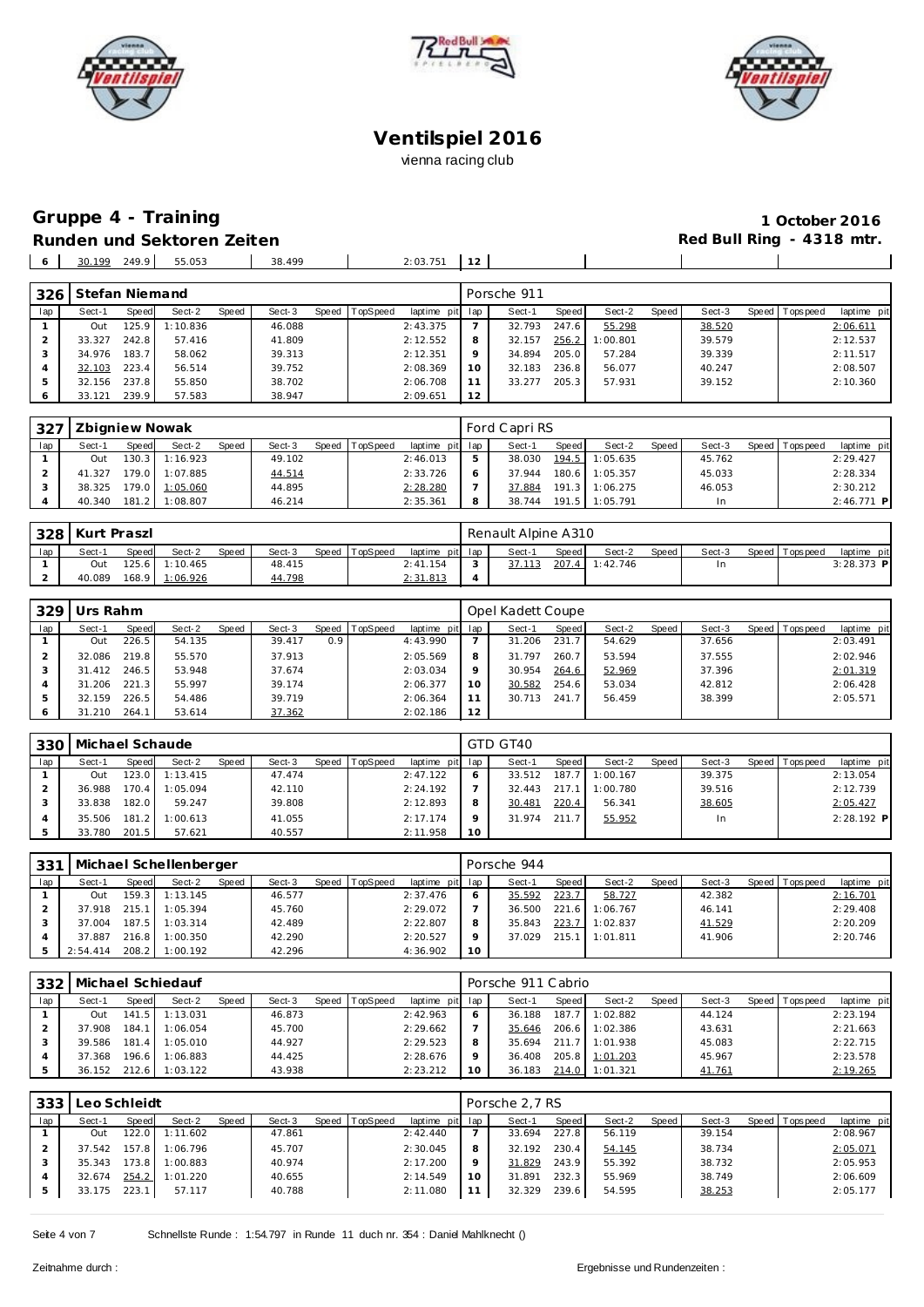# Ventilspiel 2016

vienna racing club

## Gruppe 4 - Training

**1 October 2016**

**Runden und Sektoren Zeiten**

**Red Bull Ring - 4318 mtr.**

| 6 | 30.199 | 249.9 | 55.053 | | 38.499 | | | 2:03.751 | 12 | | | | | | | | |
|---|---|---|---|---|---|---|---|---|---|---|---|---|---|---|---|---|---|

| 326 | Stefan Niemand | | | | | | | | Porsche 911 | | | | | | | | |
|---|---|---|---|---|---|---|---|---|---|---|---|---|---|---|---|---|---|
| lap | Sect-1 | Speed | Sect-2 | Speed | Sect-3 | Speed | TopSpeed | laptime pit | lap | Sect-1 | Speed | Sect-2 | Speed | Sect-3 | Speed | Topspeed | laptime pit |
| 1 | Out | 125.9 | 1:10.836 | | 46.088 | | | 2:43.375 | 7 | 32.793 | 247.6 | 55.298 | | 38.520 | | | 2:06.611 |
| 2 | 33.327 | 242.8 | 57.416 | | 41.809 | | | 2:12.552 | 8 | 32.157 | 256.2 | 1:00.801 | | 39.579 | | | 2:12.537 |
| 3 | 34.976 | 183.7 | 58.062 | | 39.313 | | | 2:12.351 | 9 | 34.894 | 205.0 | 57.284 | | 39.339 | | | 2:11.517 |
| 4 | 32.103 | 223.4 | 56.514 | | 39.752 | | | 2:08.369 | 10 | 32.183 | 236.8 | 56.077 | | 40.247 | | | 2:08.507 |
| 5 | 32.156 | 237.8 | 55.850 | | 38.702 | | | 2:06.708 | 11 | 33.277 | 205.3 | 57.931 | | 39.152 | | | 2:10.360 |
| 6 | 33.121 | 239.9 | 57.583 | | 38.947 | | | 2:09.651 | 12 | | | | | | | | |

| 327 | Zbigniew Nowak | | | | | | | | Ford Capri RS | | | | | | | | |
|---|---|---|---|---|---|---|---|---|---|---|---|---|---|---|---|---|---|
| lap | Sect-1 | Speed | Sect-2 | Speed | Sect-3 | Speed | TopSpeed | laptime pit | lap | Sect-1 | Speed | Sect-2 | Speed | Sect-3 | Speed | Topspeed | laptime pit |
| 1 | Out | 130.3 | 1:16.923 | | 49.102 | | | 2:46.013 | 5 | 38.030 | 194.5 | 1:05.635 | | 45.762 | | | 2:29.427 |
| 2 | 41.327 | 179.0 | 1:07.885 | | 44.514 | | | 2:33.726 | 6 | 37.944 | 180.6 | 1:05.357 | | 45.033 | | | 2:28.334 |
| 3 | 38.325 | 179.0 | 1:05.060 | | 44.895 | | | 2:28.280 | 7 | 37.884 | 191.3 | 1:06.275 | | 46.053 | | | 2:30.212 |
| 4 | 40.340 | 181.2 | 1:08.807 | | 46.214 | | | 2:35.361 | 8 | 38.744 | 191.5 | 1:05.791 | | In | | | 2:46.771 P |

| 328 | Kurt Praszl | | | | | | | | Renault Alpine A310 | | | | | | | | |
|---|---|---|---|---|---|---|---|---|---|---|---|---|---|---|---|---|---|
| lap | Sect-1 | Speed | Sect-2 | Speed | Sect-3 | Speed | TopSpeed | laptime pit | lap | Sect-1 | Speed | Sect-2 | Speed | Sect-3 | Speed | Topspeed | laptime pit |
| 1 | Out | 125.6 | 1:10.465 | | 48.415 | | | 2:41.154 | 3 | 37.113 | 207.4 | 1:42.746 | | In | | | 3:28.373 P |
| 2 | 40.089 | 168.9 | 1:06.926 | | 44.798 | | | 2:31.813 | 4 | | | | | | | | |

| 329 | Urs Rahm | | | | | | | | Opel Kadett Coupe | | | | | | | | |
|---|---|---|---|---|---|---|---|---|---|---|---|---|---|---|---|---|---|
| lap | Sect-1 | Speed | Sect-2 | Speed | Sect-3 | Speed | TopSpeed | laptime pit | lap | Sect-1 | Speed | Sect-2 | Speed | Sect-3 | Speed | Topspeed | laptime pit |
| 1 | Out | 226.5 | 54.135 | | 39.417 | 0.9 | | 4:43.990 | 7 | 31.206 | 231.7 | 54.629 | | 37.656 | | | 2:03.491 |
| 2 | 32.086 | 219.8 | 55.570 | | 37.913 | | | 2:05.569 | 8 | 31.797 | 260.7 | 53.594 | | 37.555 | | | 2:02.946 |
| 3 | 31.412 | 246.5 | 53.948 | | 37.674 | | | 2:03.034 | 9 | 30.954 | 264.6 | 52.969 | | 37.396 | | | 2:01.319 |
| 4 | 31.206 | 221.3 | 55.997 | | 39.174 | | | 2:06.377 | 10 | 30.582 | 254.6 | 53.034 | | 42.812 | | | 2:06.428 |
| 5 | 32.159 | 226.5 | 54.486 | | 39.719 | | | 2:06.364 | 11 | 30.713 | 241.7 | 56.459 | | 38.399 | | | 2:05.571 |
| 6 | 31.210 | 264.1 | 53.614 | | 37.362 | | | 2:02.186 | 12 | | | | | | | | |

| 330 | Michael Schaude | | | | | | | | GTD GT40 | | | | | | | | |
|---|---|---|---|---|---|---|---|---|---|---|---|---|---|---|---|---|---|
| lap | Sect-1 | Speed | Sect-2 | Speed | Sect-3 | Speed | TopSpeed | laptime pit | lap | Sect-1 | Speed | Sect-2 | Speed | Sect-3 | Speed | Topspeed | laptime pit |
| 1 | Out | 123.0 | 1:13.415 | | 47.474 | | | 2:47.122 | 6 | 33.512 | 187.7 | 1:00.167 | | 39.375 | | | 2:13.054 |
| 2 | 36.988 | 170.4 | 1:05.094 | | 42.110 | | | 2:24.192 | 7 | 32.443 | 217.1 | 1:00.780 | | 39.516 | | | 2:12.739 |
| 3 | 33.838 | 182.0 | 59.247 | | 39.808 | | | 2:12.893 | 8 | 30.481 | 220.4 | 56.341 | | 38.605 | | | 2:05.427 |
| 4 | 35.506 | 181.2 | 1:00.613 | | 41.055 | | | 2:17.174 | 9 | 31.974 | 211.7 | 55.952 | | In | | | 2:28.192 P |
| 5 | 33.780 | 201.5 | 57.621 | | 40.557 | | | 2:11.958 | 10 | | | | | | | | |

| 331 | Michael Schellenberger | | | | | | | | Porsche 944 | | | | | | | | |
|---|---|---|---|---|---|---|---|---|---|---|---|---|---|---|---|---|---|
| lap | Sect-1 | Speed | Sect-2 | Speed | Sect-3 | Speed | TopSpeed | laptime pit | lap | Sect-1 | Speed | Sect-2 | Speed | Sect-3 | Speed | Topspeed | laptime pit |
| 1 | Out | 159.3 | 1:13.145 | | 46.577 | | | 2:37.476 | 6 | 35.592 | 223.7 | 58.727 | | 42.382 | | | 2:16.701 |
| 2 | 37.918 | 215.1 | 1:05.394 | | 45.760 | | | 2:29.072 | 7 | 36.500 | 221.6 | 1:06.767 | | 46.141 | | | 2:29.408 |
| 3 | 37.004 | 187.5 | 1:03.314 | | 42.489 | | | 2:22.807 | 8 | 35.843 | 223.7 | 1:02.837 | | 41.529 | | | 2:20.209 |
| 4 | 37.887 | 216.8 | 1:00.350 | | 42.290 | | | 2:20.527 | 9 | 37.029 | 215.1 | 1:01.811 | | 41.906 | | | 2:20.746 |
| 5 | 2:54.414 | 208.2 | 1:00.192 | | 42.296 | | | 4:36.902 | 10 | | | | | | | | |

| 332 | Michael Schiedauf | | | | | | | | Porsche 911 Cabrio | | | | | | | | |
|---|---|---|---|---|---|---|---|---|---|---|---|---|---|---|---|---|---|
| lap | Sect-1 | Speed | Sect-2 | Speed | Sect-3 | Speed | TopSpeed | laptime pit | lap | Sect-1 | Speed | Sect-2 | Speed | Sect-3 | Speed | Topspeed | laptime pit |
| 1 | Out | 141.5 | 1:13.031 | | 46.873 | | | 2:42.963 | 6 | 36.188 | 187.7 | 1:02.882 | | 44.124 | | | 2:23.194 |
| 2 | 37.908 | 184.1 | 1:06.054 | | 45.700 | | | 2:29.662 | 7 | 35.646 | 206.6 | 1:02.386 | | 43.631 | | | 2:21.663 |
| 3 | 39.586 | 181.4 | 1:05.010 | | 44.927 | | | 2:29.523 | 8 | 35.694 | 211.7 | 1:01.938 | | 45.083 | | | 2:22.715 |
| 4 | 37.368 | 196.6 | 1:06.883 | | 44.425 | | | 2:28.676 | 9 | 36.408 | 205.8 | 1:01.203 | | 45.967 | | | 2:23.578 |
| 5 | 36.152 | 212.6 | 1:03.122 | | 43.938 | | | 2:23.212 | 10 | 36.183 | 214.0 | 1:01.321 | | 41.761 | | | 2:19.265 |

| 333 | Leo Schleidt | | | | | | | | Porsche 2,7 RS | | | | | | | | |
|---|---|---|---|---|---|---|---|---|---|---|---|---|---|---|---|---|---|
| lap | Sect-1 | Speed | Sect-2 | Speed | Sect-3 | Speed | TopSpeed | laptime pit | lap | Sect-1 | Speed | Sect-2 | Speed | Sect-3 | Speed | Topspeed | laptime pit |
| 1 | Out | 122.0 | 1:11.602 | | 47.861 | | | 2:42.440 | 7 | 33.694 | 227.8 | 56.119 | | 39.154 | | | 2:08.967 |
| 2 | 37.542 | 157.8 | 1:06.796 | | 45.707 | | | 2:30.045 | 8 | 32.192 | 230.4 | 54.145 | | 38.734 | | | 2:05.071 |
| 3 | 35.343 | 173.8 | 1:00.883 | | 40.974 | | | 2:17.200 | 9 | 31.829 | 243.9 | 55.392 | | 38.732 | | | 2:05.953 |
| 4 | 32.674 | 254.2 | 1:01.220 | | 40.655 | | | 2:14.549 | 10 | 31.891 | 232.3 | 55.969 | | 38.749 | | | 2:06.609 |
| 5 | 33.175 | 223.1 | 57.117 | | 40.788 | | | 2:11.080 | 11 | 32.329 | 239.6 | 54.595 | | 38.253 | | | 2:05.177 |

Schnellste Runde : 1:54.797 in Runde 11 duch nr. 354 : Daniel Mahlknecht ()

Zeitnahme durch :

Ergebnisse und Rundenzeiten :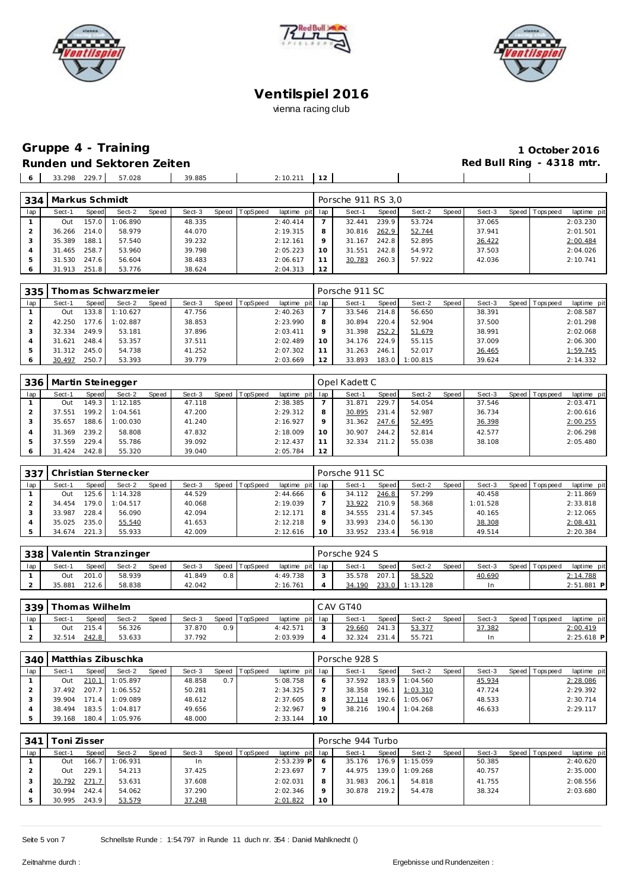# Ventilspiel 2016

vienna racing club

## Gruppe 4 - Training

**Runden und Sektoren Zeiten**

**1 October 2016**

**Red Bull Ring - 4318 mtr.**

| 6 | 33.298 | 229.7 | 57.028 | | 39.885 | | | 2:10.211 | 12 | | | | | | | | |
|---|---|---|---|---|---|---|---|---|---|---|---|---|---|---|---|---|---|

### 334 Markus Schmidt — Porsche 911 RS 3,0

| lap | Sect-1 | Speed | Sect-2 | Speed | Sect-3 | Speed | TopSpeed | laptime pit | lap | Sect-1 | Speed | Sect-2 | Speed | Sect-3 | Speed | Topspeed | laptime pit |
|---|---|---|---|---|---|---|---|---|---|---|---|---|---|---|---|---|---|
| 1 | Out | 157.0 | 1:06.890 | | 48.335 | | | 2:40.414 | 7 | 32.441 | 239.9 | 53.724 | | 37.065 | | | 2:03.230 |
| 2 | 36.266 | 214.0 | 58.979 | | 44.070 | | | 2:19.315 | 8 | 30.816 | 262.9 | 52.744 | | 37.941 | | | 2:01.501 |
| 3 | 35.389 | 188.1 | 57.540 | | 39.232 | | | 2:12.161 | 9 | 31.167 | 242.8 | 52.895 | | 36.422 | | | 2:00.484 |
| 4 | 31.465 | 258.7 | 53.960 | | 39.798 | | | 2:05.223 | 10 | 31.551 | 242.8 | 54.972 | | 37.503 | | | 2:04.026 |
| 5 | 31.530 | 247.6 | 56.604 | | 38.483 | | | 2:06.617 | 11 | 30.783 | 260.3 | 57.922 | | 42.036 | | | 2:10.741 |
| 6 | 31.913 | 251.8 | 53.776 | | 38.624 | | | 2:04.313 | 12 | | | | | | | | |

### 335 Thomas Schwarzmeier — Porsche 911 SC

| lap | Sect-1 | Speed | Sect-2 | Speed | Sect-3 | Speed | TopSpeed | laptime pit | lap | Sect-1 | Speed | Sect-2 | Speed | Sect-3 | Speed | Topspeed | laptime pit |
|---|---|---|---|---|---|---|---|---|---|---|---|---|---|---|---|---|---|
| 1 | Out | 133.8 | 1:10.627 | | 47.756 | | | 2:40.263 | 7 | 33.546 | 214.8 | 56.650 | | 38.391 | | | 2:08.587 |
| 2 | 42.250 | 177.6 | 1:02.887 | | 38.853 | | | 2:23.990 | 8 | 30.894 | 220.4 | 52.904 | | 37.500 | | | 2:01.298 |
| 3 | 32.334 | 249.9 | 53.181 | | 37.896 | | | 2:03.411 | 9 | 31.398 | 252.2 | 51.679 | | 38.991 | | | 2:02.068 |
| 4 | 31.621 | 248.4 | 53.357 | | 37.511 | | | 2:02.489 | 10 | 34.176 | 224.9 | 55.115 | | 37.009 | | | 2:06.300 |
| 5 | 31.312 | 245.0 | 54.738 | | 41.252 | | | 2:07.302 | 11 | 31.263 | 246.1 | 52.017 | | 36.465 | | | 1:59.745 |
| 6 | 30.497 | 250.7 | 53.393 | | 39.779 | | | 2:03.669 | 12 | 33.893 | 183.0 | 1:00.815 | | 39.624 | | | 2:14.332 |

### 336 Martin Steinegger — Opel Kadett C

| lap | Sect-1 | Speed | Sect-2 | Speed | Sect-3 | Speed | TopSpeed | laptime pit | lap | Sect-1 | Speed | Sect-2 | Speed | Sect-3 | Speed | Topspeed | laptime pit |
|---|---|---|---|---|---|---|---|---|---|---|---|---|---|---|---|---|---|
| 1 | Out | 149.3 | 1:12.185 | | 47.118 | | | 2:38.385 | 7 | 31.871 | 229.7 | 54.054 | | 37.546 | | | 2:03.471 |
| 2 | 37.551 | 199.2 | 1:04.561 | | 47.200 | | | 2:29.312 | 8 | 30.895 | 231.4 | 52.987 | | 36.734 | | | 2:00.616 |
| 3 | 35.657 | 188.6 | 1:00.030 | | 41.240 | | | 2:16.927 | 9 | 31.362 | 247.6 | 52.495 | | 36.398 | | | 2:00.255 |
| 4 | 31.369 | 239.2 | 58.808 | | 47.832 | | | 2:18.009 | 10 | 30.907 | 244.2 | 52.814 | | 42.577 | | | 2:06.298 |
| 5 | 37.559 | 229.4 | 55.786 | | 39.092 | | | 2:12.437 | 11 | 32.334 | 211.2 | 55.038 | | 38.108 | | | 2:05.480 |
| 6 | 31.424 | 242.8 | 55.320 | | 39.040 | | | 2:05.784 | 12 | | | | | | | | |

### 337 Christian Sternecker — Porsche 911 SC

| lap | Sect-1 | Speed | Sect-2 | Speed | Sect-3 | Speed | TopSpeed | laptime pit | lap | Sect-1 | Speed | Sect-2 | Speed | Sect-3 | Speed | Topspeed | laptime pit |
|---|---|---|---|---|---|---|---|---|---|---|---|---|---|---|---|---|---|
| 1 | Out | 125.6 | 1:14.328 | | 44.529 | | | 2:44.666 | 6 | 34.112 | 246.8 | 57.299 | | 40.458 | | | 2:11.869 |
| 2 | 34.454 | 179.0 | 1:04.517 | | 40.068 | | | 2:19.039 | 7 | 33.922 | 210.9 | 58.368 | | 1:01.528 | | | 2:33.818 |
| 3 | 33.987 | 228.4 | 56.090 | | 42.094 | | | 2:12.171 | 8 | 34.555 | 231.4 | 57.345 | | 40.165 | | | 2:12.065 |
| 4 | 35.025 | 235.0 | 55.540 | | 41.653 | | | 2:12.218 | 9 | 33.993 | 234.0 | 56.130 | | 38.308 | | | 2:08.431 |
| 5 | 34.674 | 221.3 | 55.933 | | 42.009 | | | 2:12.616 | 10 | 33.952 | 233.4 | 56.918 | | 49.514 | | | 2:20.384 |

### 338 Valentin Stranzinger — Porsche 924 S

| lap | Sect-1 | Speed | Sect-2 | Speed | Sect-3 | Speed | TopSpeed | laptime pit | lap | Sect-1 | Speed | Sect-2 | Speed | Sect-3 | Speed | Topspeed | laptime pit |
|---|---|---|---|---|---|---|---|---|---|---|---|---|---|---|---|---|---|
| 1 | Out | 201.0 | 58.939 | | 41.849 | 0.8 | | 4:49.738 | 3 | 35.578 | 207.1 | 58.520 | | 40.690 | | | 2:14.788 |
| 2 | 35.881 | 212.6 | 58.838 | | 42.042 | | | 2:16.761 | 4 | 34.190 | 233.0 | 1:13.128 | | In | | | 2:51.881 P |

### 339 Thomas Wilhelm — CAV GT40

| lap | Sect-1 | Speed | Sect-2 | Speed | Sect-3 | Speed | TopSpeed | laptime pit | lap | Sect-1 | Speed | Sect-2 | Speed | Sect-3 | Speed | Topspeed | laptime pit |
|---|---|---|---|---|---|---|---|---|---|---|---|---|---|---|---|---|---|
| 1 | Out | 215.4 | 56.326 | | 37.870 | 0.9 | | 4:42.571 | 3 | 29.660 | 241.3 | 53.377 | | 37.382 | | | 2:00.419 |
| 2 | 32.514 | 242.8 | 53.633 | | 37.792 | | | 2:03.939 | 4 | 32.324 | 231.4 | 55.721 | | In | | | 2:25.618 P |

### 340 Matthias Zibuschka — Porsche 928 S

| lap | Sect-1 | Speed | Sect-2 | Speed | Sect-3 | Speed | TopSpeed | laptime pit | lap | Sect-1 | Speed | Sect-2 | Speed | Sect-3 | Speed | Topspeed | laptime pit |
|---|---|---|---|---|---|---|---|---|---|---|---|---|---|---|---|---|---|
| 1 | Out | 210.1 | 1:05.897 | | 48.858 | 0.7 | | 5:08.758 | 6 | 37.592 | 183.9 | 1:04.560 | | 45.934 | | | 2:28.086 |
| 2 | 37.492 | 207.7 | 1:06.552 | | 50.281 | | | 2:34.325 | 7 | 38.358 | 196.1 | 1:03.310 | | 47.724 | | | 2:29.392 |
| 3 | 39.904 | 171.4 | 1:09.089 | | 48.612 | | | 2:37.605 | 8 | 37.114 | 192.6 | 1:05.067 | | 48.533 | | | 2:30.714 |
| 4 | 38.494 | 183.5 | 1:04.817 | | 49.656 | | | 2:32.967 | 9 | 38.216 | 190.4 | 1:04.268 | | 46.633 | | | 2:29.117 |
| 5 | 39.168 | 180.4 | 1:05.976 | | 48.000 | | | 2:33.144 | 10 | | | | | | | | |

### 341 Toni Zisser — Porsche 944 Turbo

| lap | Sect-1 | Speed | Sect-2 | Speed | Sect-3 | Speed | TopSpeed | laptime pit | lap | Sect-1 | Speed | Sect-2 | Speed | Sect-3 | Speed | Topspeed | laptime pit |
|---|---|---|---|---|---|---|---|---|---|---|---|---|---|---|---|---|---|
| 1 | Out | 166.7 | 1:06.931 | | In | | | 2:53.239 P | 6 | 35.176 | 176.9 | 1:15.059 | | 50.385 | | | 2:40.620 |
| 2 | Out | 229.1 | 54.213 | | 37.425 | | | 2:23.697 | 7 | 44.975 | 139.0 | 1:09.268 | | 40.757 | | | 2:35.000 |
| 3 | 30.792 | 271.7 | 53.631 | | 37.608 | | | 2:02.031 | 8 | 31.983 | 206.1 | 54.818 | | 41.755 | | | 2:08.556 |
| 4 | 30.994 | 242.4 | 54.062 | | 37.290 | | | 2:02.346 | 9 | 30.878 | 219.2 | 54.478 | | 38.324 | | | 2:03.680 |
| 5 | 30.995 | 243.9 | 53.579 | | 37.248 | | | 2:01.822 | 10 | | | | | | | | |

Schnellste Runde : 1:54.797 in Runde 11 duch nr. 354 : Daniel Mahlknecht ()

Zeitnahme durch :

Ergebnisse und Rundenzeiten :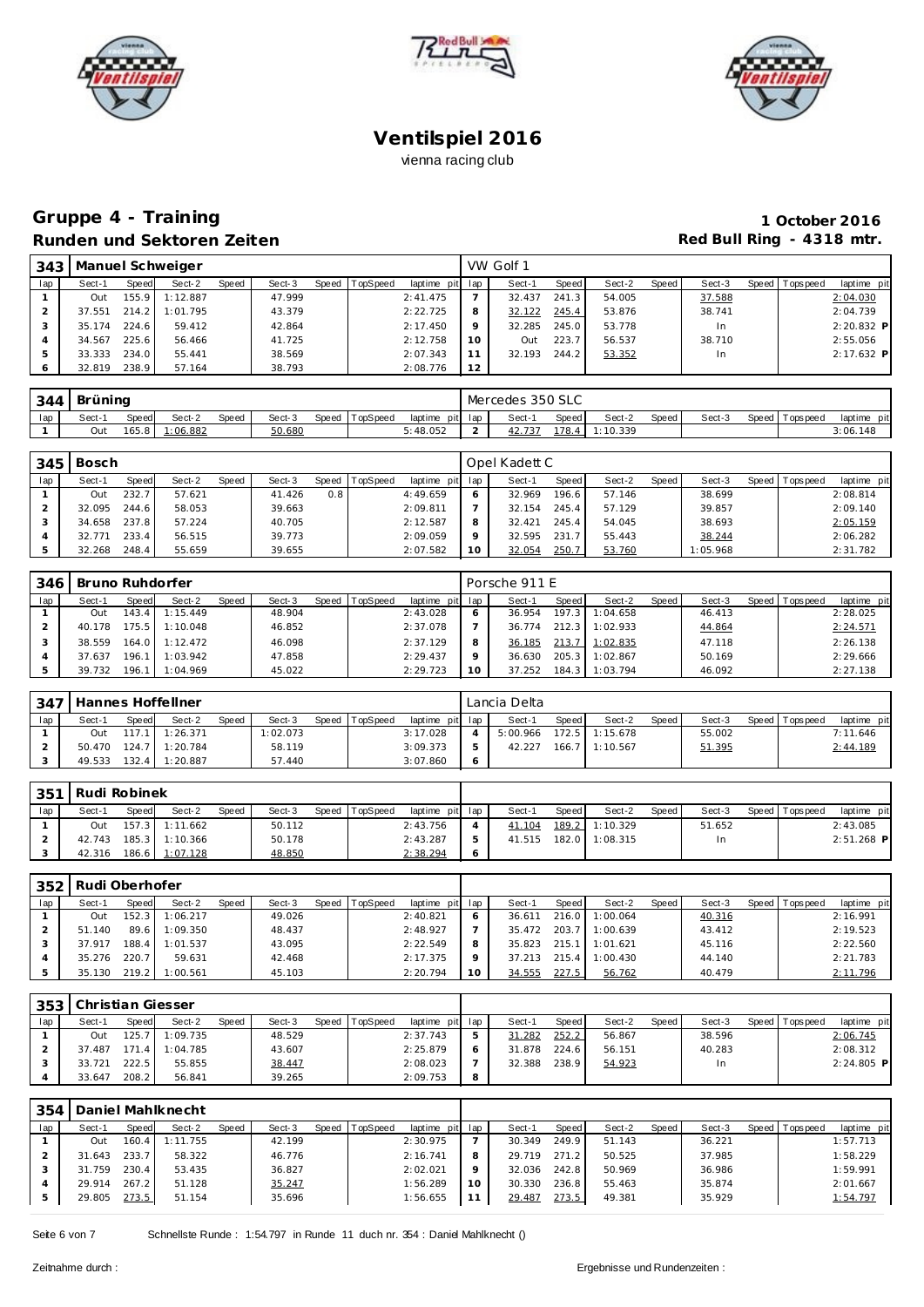# Ventilspiel 2016

vienna racing club

## Gruppe 4 - Training

**Runden und Sektoren Zeiten**

**1 October 2016**

**Red Bull Ring - 4318 mtr.**

| 343 | Manuel Schweiger | | | | | | | | VW Golf 1 | | | | | | | | |
|---|---|---|---|---|---|---|---|---|---|---|---|---|---|---|---|---|---|
| lap | Sect-1 | Speed | Sect-2 | Speed | Sect-3 | Speed | TopSpeed | laptime pit | lap | Sect-1 | Speed | Sect-2 | Speed | Sect-3 | Speed | Topspeed | laptime pit |
| 1 | Out | 155.9 | 1:12.887 | | 47.999 | | | 2:41.475 | 7 | 32.437 | 241.3 | 54.005 | | 37.588 | | | 2:04.030 |
| 2 | 37.551 | 214.2 | 1:01.795 | | 43.379 | | | 2:22.725 | 8 | 32.122 | 245.4 | 53.876 | | 38.741 | | | 2:04.739 |
| 3 | 35.174 | 224.6 | 59.412 | | 42.864 | | | 2:17.450 | 9 | 32.285 | 245.0 | 53.778 | | In | | | 2:20.832 **P** |
| 4 | 34.567 | 225.6 | 56.466 | | 41.725 | | | 2:12.758 | 10 | Out | 223.7 | 56.537 | | 38.710 | | | 2:55.056 |
| 5 | 33.333 | 234.0 | 55.441 | | 38.569 | | | 2:07.343 | 11 | 32.193 | 244.2 | 53.352 | | In | | | 2:17.632 **P** |
| 6 | 32.819 | 238.9 | 57.164 | | 38.793 | | | 2:08.776 | 12 | | | | | | | | |

| 344 | Brüning | | | | | | | | Mercedes 350 SLC | | | | | | | | |
|---|---|---|---|---|---|---|---|---|---|---|---|---|---|---|---|---|---|
| lap | Sect-1 | Speed | Sect-2 | Speed | Sect-3 | Speed | TopSpeed | laptime pit | lap | Sect-1 | Speed | Sect-2 | Speed | Sect-3 | Speed | Topspeed | laptime pit |
| 1 | Out | 165.8 | 1:06.882 | | 50.680 | | | 5:48.052 | 2 | 42.737 | 178.4 | 1:10.339 | | | | | 3:06.148 |

| 345 | Bosch | | | | | | | | Opel Kadett C | | | | | | | | |
|---|---|---|---|---|---|---|---|---|---|---|---|---|---|---|---|---|---|
| lap | Sect-1 | Speed | Sect-2 | Speed | Sect-3 | Speed | TopSpeed | laptime pit | lap | Sect-1 | Speed | Sect-2 | Speed | Sect-3 | Speed | Topspeed | laptime pit |
| 1 | Out | 232.7 | 57.621 | | 41.426 | 0.8 | | 4:49.659 | 6 | 32.969 | 196.6 | 57.146 | | 38.699 | | | 2:08.814 |
| 2 | 32.095 | 244.6 | 58.053 | | 39.663 | | | 2:09.811 | 7 | 32.154 | 245.4 | 57.129 | | 39.857 | | | 2:09.140 |
| 3 | 34.658 | 237.8 | 57.224 | | 40.705 | | | 2:12.587 | 8 | 32.421 | 245.4 | 54.045 | | 38.693 | | | 2:05.159 |
| 4 | 32.771 | 233.4 | 56.515 | | 39.773 | | | 2:09.059 | 9 | 32.595 | 231.7 | 55.443 | | 38.244 | | | 2:06.282 |
| 5 | 32.268 | 248.4 | 55.659 | | 39.655 | | | 2:07.582 | 10 | 32.054 | 250.7 | 53.760 | | 1:05.968 | | | 2:31.782 |

| 346 | Bruno Ruhdorfer | | | | | | | | Porsche 911 E | | | | | | | | |
|---|---|---|---|---|---|---|---|---|---|---|---|---|---|---|---|---|---|
| lap | Sect-1 | Speed | Sect-2 | Speed | Sect-3 | Speed | TopSpeed | laptime pit | lap | Sect-1 | Speed | Sect-2 | Speed | Sect-3 | Speed | Topspeed | laptime pit |
| 1 | Out | 143.4 | 1:15.449 | | 48.904 | | | 2:43.028 | 6 | 36.954 | 197.3 | 1:04.658 | | 46.413 | | | 2:28.025 |
| 2 | 40.178 | 175.5 | 1:10.048 | | 46.852 | | | 2:37.078 | 7 | 36.774 | 212.3 | 1:02.933 | | 44.864 | | | 2:24.571 |
| 3 | 38.559 | 164.0 | 1:12.472 | | 46.098 | | | 2:37.129 | 8 | 36.185 | 213.7 | 1:02.835 | | 47.118 | | | 2:26.138 |
| 4 | 37.637 | 196.1 | 1:03.942 | | 47.858 | | | 2:29.437 | 9 | 36.630 | 205.3 | 1:02.867 | | 50.169 | | | 2:29.666 |
| 5 | 39.732 | 196.1 | 1:04.969 | | 45.022 | | | 2:29.723 | 10 | 37.252 | 184.3 | 1:03.794 | | 46.092 | | | 2:27.138 |

| 347 | Hannes Hoffellner | | | | | | | | Lancia Delta | | | | | | | | |
|---|---|---|---|---|---|---|---|---|---|---|---|---|---|---|---|---|---|
| lap | Sect-1 | Speed | Sect-2 | Speed | Sect-3 | Speed | TopSpeed | laptime pit | lap | Sect-1 | Speed | Sect-2 | Speed | Sect-3 | Speed | Topspeed | laptime pit |
| 1 | Out | 117.1 | 1:26.371 | | 1:02.073 | | | 3:17.028 | 4 | 5:00.966 | 172.5 | 1:15.678 | | 55.002 | | | 7:11.646 |
| 2 | 50.470 | 124.7 | 1:20.784 | | 58.119 | | | 3:09.373 | 5 | 42.227 | 166.7 | 1:10.567 | | 51.395 | | | 2:44.189 |
| 3 | 49.533 | 132.4 | 1:20.887 | | 57.440 | | | 3:07.860 | 6 | | | | | | | | |

| 351 | Rudi Robinek | | | | | | | | | | | | | | | | |
|---|---|---|---|---|---|---|---|---|---|---|---|---|---|---|---|---|---|
| lap | Sect-1 | Speed | Sect-2 | Speed | Sect-3 | Speed | TopSpeed | laptime pit | lap | Sect-1 | Speed | Sect-2 | Speed | Sect-3 | Speed | Topspeed | laptime pit |
| 1 | Out | 157.3 | 1:11.662 | | 50.112 | | | 2:43.756 | 4 | 41.104 | 189.2 | 1:10.329 | | 51.652 | | | 2:43.085 |
| 2 | 42.743 | 185.3 | 1:10.366 | | 50.178 | | | 2:43.287 | 5 | 41.515 | 182.0 | 1:08.315 | | In | | | 2:51.268 **P** |
| 3 | 42.316 | 186.6 | 1:07.128 | | 48.850 | | | 2:38.294 | 6 | | | | | | | | |

| 352 | Rudi Oberhofer | | | | | | | | | | | | | | | | |
|---|---|---|---|---|---|---|---|---|---|---|---|---|---|---|---|---|---|
| lap | Sect-1 | Speed | Sect-2 | Speed | Sect-3 | Speed | TopSpeed | laptime pit | lap | Sect-1 | Speed | Sect-2 | Speed | Sect-3 | Speed | Topspeed | laptime pit |
| 1 | Out | 152.3 | 1:06.217 | | 49.026 | | | 2:40.821 | 6 | 36.611 | 216.0 | 1:00.064 | | 40.316 | | | 2:16.991 |
| 2 | 51.140 | 89.6 | 1:09.350 | | 48.437 | | | 2:48.927 | 7 | 35.472 | 203.7 | 1:00.639 | | 43.412 | | | 2:19.523 |
| 3 | 37.917 | 188.4 | 1:01.537 | | 43.095 | | | 2:22.549 | 8 | 35.823 | 215.1 | 1:01.621 | | 45.116 | | | 2:22.560 |
| 4 | 35.276 | 220.7 | 59.631 | | 42.468 | | | 2:17.375 | 9 | 37.213 | 215.4 | 1:00.430 | | 44.140 | | | 2:21.783 |
| 5 | 35.130 | 219.2 | 1:00.561 | | 45.103 | | | 2:20.794 | 10 | 34.555 | 227.5 | 56.762 | | 40.479 | | | 2:11.796 |

| 353 | Christian Giesser | | | | | | | | | | | | | | | | |
|---|---|---|---|---|---|---|---|---|---|---|---|---|---|---|---|---|---|
| lap | Sect-1 | Speed | Sect-2 | Speed | Sect-3 | Speed | TopSpeed | laptime pit | lap | Sect-1 | Speed | Sect-2 | Speed | Sect-3 | Speed | Topspeed | laptime pit |
| 1 | Out | 125.7 | 1:09.735 | | 48.529 | | | 2:37.743 | 5 | 31.282 | 252.2 | 56.867 | | 38.596 | | | 2:06.745 |
| 2 | 37.487 | 171.4 | 1:04.785 | | 43.607 | | | 2:25.879 | 6 | 31.878 | 224.6 | 56.151 | | 40.283 | | | 2:08.312 |
| 3 | 33.721 | 222.5 | 55.855 | | 38.447 | | | 2:08.023 | 7 | 32.388 | 238.9 | 54.923 | | In | | | 2:24.805 **P** |
| 4 | 33.647 | 208.2 | 56.841 | | 39.265 | | | 2:09.753 | 8 | | | | | | | | |

| 354 | Daniel Mahlknecht | | | | | | | | | | | | | | | | |
|---|---|---|---|---|---|---|---|---|---|---|---|---|---|---|---|---|---|
| lap | Sect-1 | Speed | Sect-2 | Speed | Sect-3 | Speed | TopSpeed | laptime pit | lap | Sect-1 | Speed | Sect-2 | Speed | Sect-3 | Speed | Topspeed | laptime pit |
| 1 | Out | 160.4 | 1:11.755 | | 42.199 | | | 2:30.975 | 7 | 30.349 | 249.9 | 51.143 | | 36.221 | | | 1:57.713 |
| 2 | 31.643 | 233.7 | 58.322 | | 46.776 | | | 2:16.741 | 8 | 29.719 | 271.2 | 50.525 | | 37.985 | | | 1:58.229 |
| 3 | 31.759 | 230.4 | 53.435 | | 36.827 | | | 2:02.021 | 9 | 32.036 | 242.8 | 50.969 | | 36.986 | | | 1:59.991 |
| 4 | 29.914 | 267.2 | 51.128 | | 35.247 | | | 1:56.289 | 10 | 30.330 | 236.8 | 55.463 | | 35.874 | | | 2:01.667 |
| 5 | 29.805 | 273.5 | 51.154 | | 35.696 | | | 1:56.655 | 11 | 29.487 | 273.5 | 49.381 | | 35.929 | | | 1:54.797 |

Schnellste Runde : 1:54.797 in Runde 11 duch nr. 354 : Daniel Mahlknecht ()

Zeitnahme durch :

Ergebnisse und Rundenzeiten :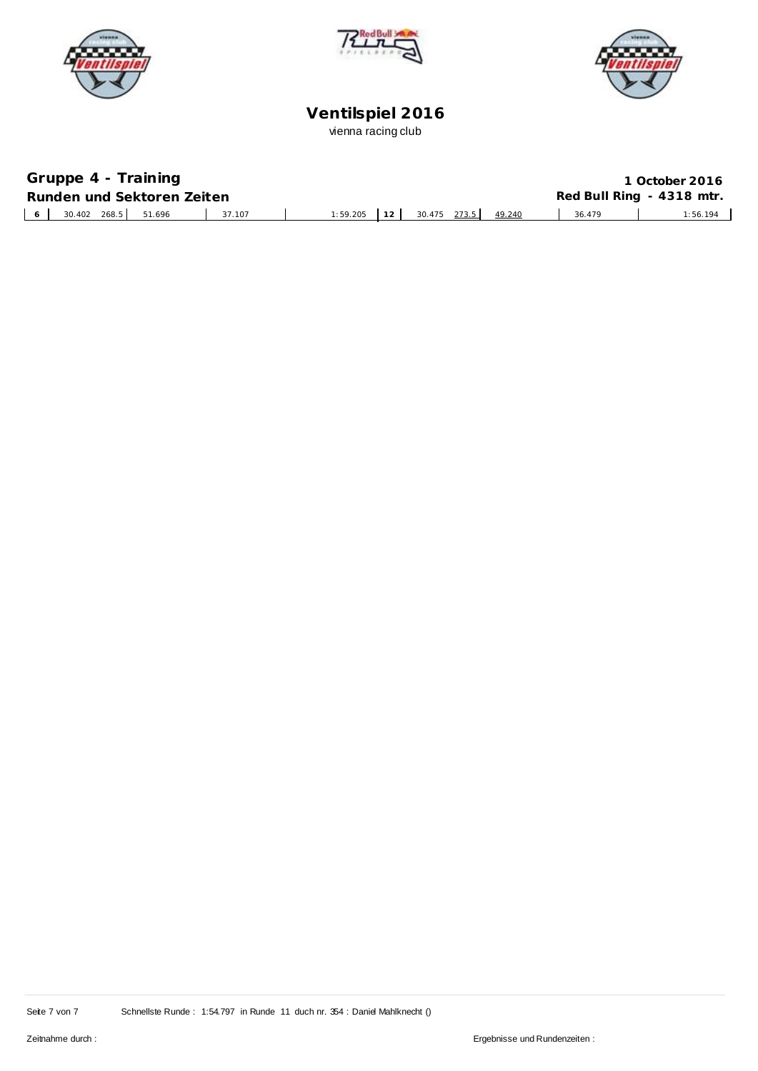# Ventilspiel 2016

vienna racing club

## Gruppe 4 - Training

**1 October 2016**

### Runden und Sektoren Zeiten

**Red Bull Ring - 4318 mtr.**

| | | | | | | | | | | | | |
|---|---|---|---|---|---|---|---|---|---|---|---|---|
| **6** | 30.402 | 268.5 | 51.696 | 37.107 | 1:59.205 | **12** | 30.475 | 273.5 | 49.240 | 36.479 | 1:56.194 |

Schnellste Runde : 1:54.797 in Runde 11 duch nr. 354 : Daniel Mahlknecht ()

Zeitnahme durch :

Ergebnisse und Rundenzeiten :